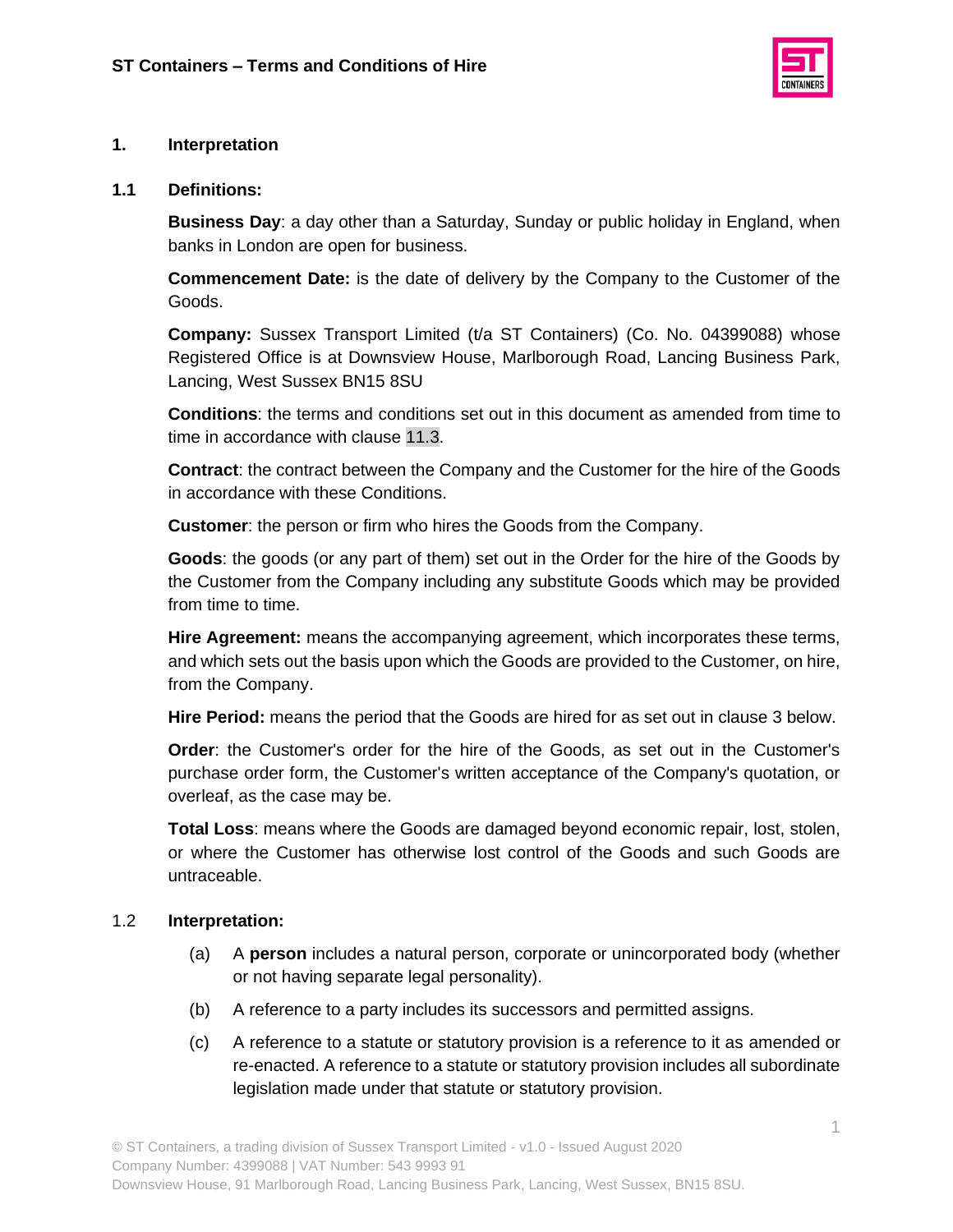# ST Containers – Terms and Conditions of Hire

## 1. Interpretation

### 1.1 Definitions:

**Business Day**: a day other than a Saturday, Sunday or public holiday in England, when banks in London are open for business.

**Commencement Date:** is the date of delivery by the Company to the Customer of the Goods.

**Company:** Sussex Transport Limited (t/a ST Containers) (Co. No. 04399088) whose Registered Office is at Downsview House, Marlborough Road, Lancing Business Park, Lancing, West Sussex BN15 8SU

**Conditions**: the terms and conditions set out in this document as amended from time to time in accordance with clause 11.3.

**Contract**: the contract between the Company and the Customer for the hire of the Goods in accordance with these Conditions.

**Customer**: the person or firm who hires the Goods from the Company.

**Goods**: the goods (or any part of them) set out in the Order for the hire of the Goods by the Customer from the Company including any substitute Goods which may be provided from time to time.

**Hire Agreement:** means the accompanying agreement, which incorporates these terms, and which sets out the basis upon which the Goods are provided to the Customer, on hire, from the Company.

**Hire Period:** means the period that the Goods are hired for as set out in clause 3 below.

**Order**: the Customer's order for the hire of the Goods, as set out in the Customer's purchase order form, the Customer's written acceptance of the Company's quotation, or overleaf, as the case may be.

**Total Loss**: means where the Goods are damaged beyond economic repair, lost, stolen, or where the Customer has otherwise lost control of the Goods and such Goods are untraceable.

### 1.2 Interpretation:

(a) A **person** includes a natural person, corporate or unincorporated body (whether or not having separate legal personality).

(b) A reference to a party includes its successors and permitted assigns.

(c) A reference to a statute or statutory provision is a reference to it as amended or re-enacted. A reference to a statute or statutory provision includes all subordinate legislation made under that statute or statutory provision.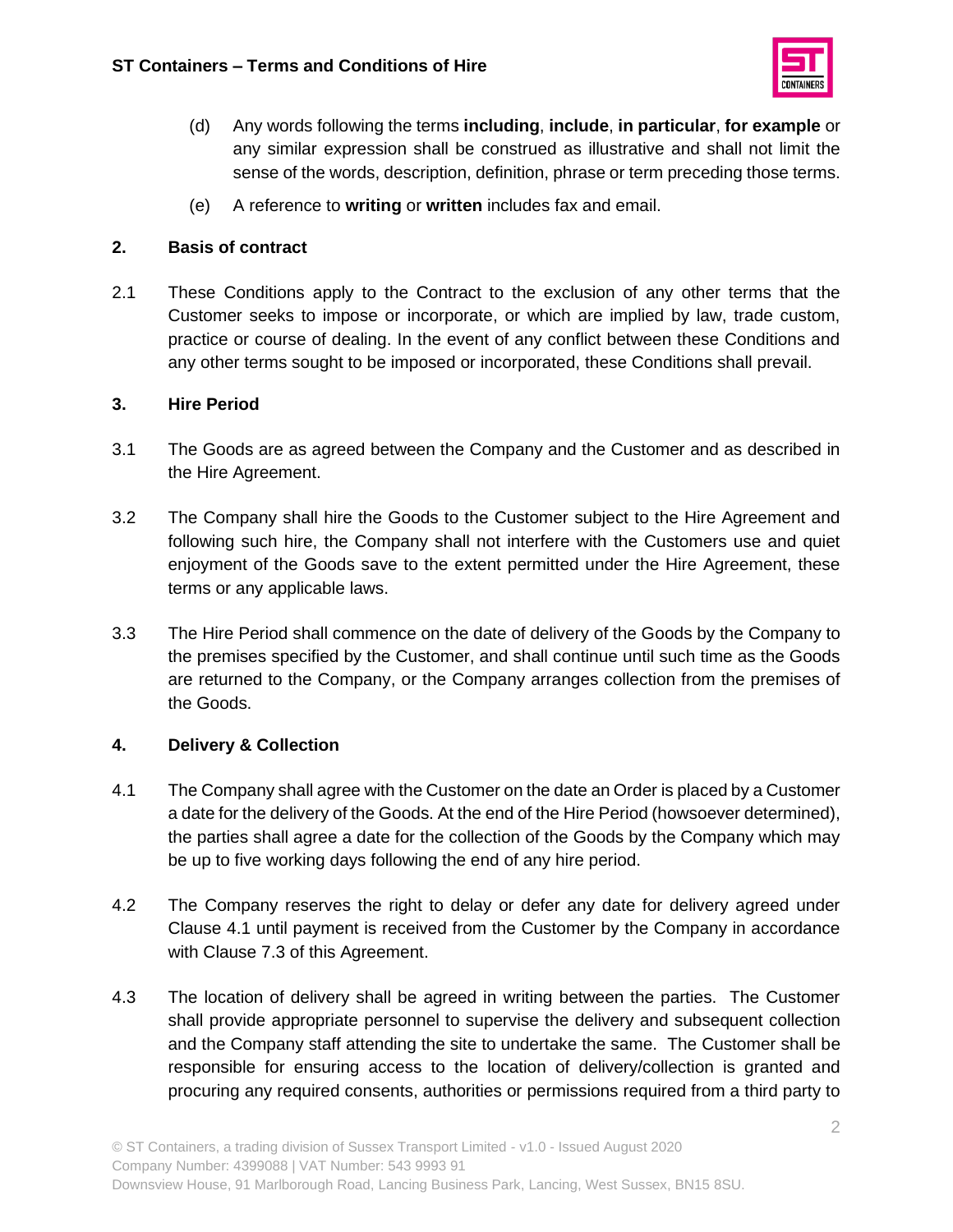(d) Any words following the terms **including**, **include**, **in particular**, **for example** or any similar expression shall be construed as illustrative and shall not limit the sense of the words, description, definition, phrase or term preceding those terms.

(e) A reference to **writing** or **written** includes fax and email.

## 2. Basis of contract

2.1 These Conditions apply to the Contract to the exclusion of any other terms that the Customer seeks to impose or incorporate, or which are implied by law, trade custom, practice or course of dealing. In the event of any conflict between these Conditions and any other terms sought to be imposed or incorporated, these Conditions shall prevail.

## 3. Hire Period

3.1 The Goods are as agreed between the Company and the Customer and as described in the Hire Agreement.

3.2 The Company shall hire the Goods to the Customer subject to the Hire Agreement and following such hire, the Company shall not interfere with the Customers use and quiet enjoyment of the Goods save to the extent permitted under the Hire Agreement, these terms or any applicable laws.

3.3 The Hire Period shall commence on the date of delivery of the Goods by the Company to the premises specified by the Customer, and shall continue until such time as the Goods are returned to the Company, or the Company arranges collection from the premises of the Goods.

## 4. Delivery & Collection

4.1 The Company shall agree with the Customer on the date an Order is placed by a Customer a date for the delivery of the Goods. At the end of the Hire Period (howsoever determined), the parties shall agree a date for the collection of the Goods by the Company which may be up to five working days following the end of any hire period.

4.2 The Company reserves the right to delay or defer any date for delivery agreed under Clause 4.1 until payment is received from the Customer by the Company in accordance with Clause 7.3 of this Agreement.

4.3 The location of delivery shall be agreed in writing between the parties. The Customer shall provide appropriate personnel to supervise the delivery and subsequent collection and the Company staff attending the site to undertake the same. The Customer shall be responsible for ensuring access to the location of delivery/collection is granted and procuring any required consents, authorities or permissions required from a third party to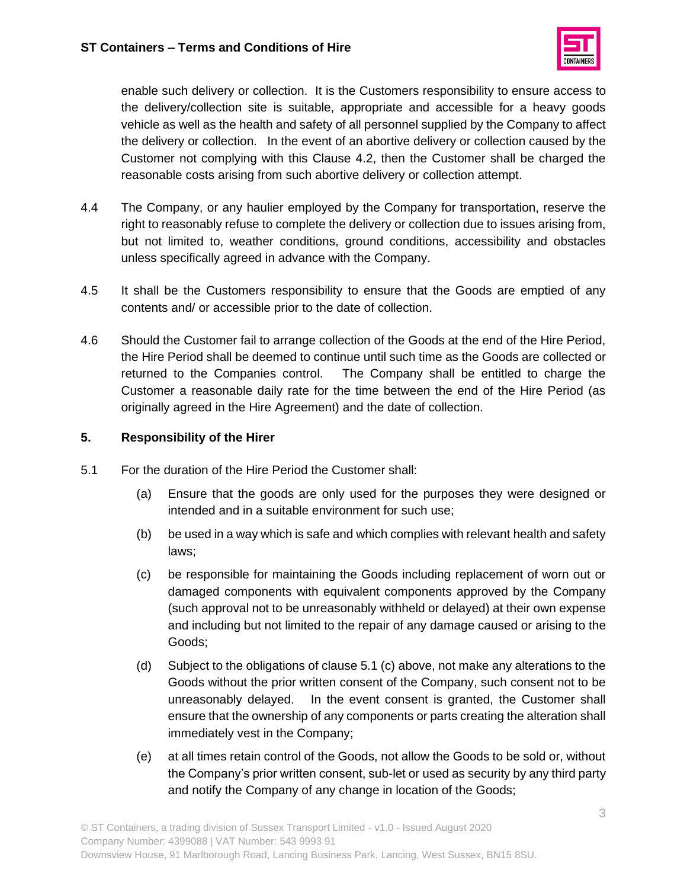enable such delivery or collection. It is the Customers responsibility to ensure access to the delivery/collection site is suitable, appropriate and accessible for a heavy goods vehicle as well as the health and safety of all personnel supplied by the Company to affect the delivery or collection. In the event of an abortive delivery or collection caused by the Customer not complying with this Clause 4.2, then the Customer shall be charged the reasonable costs arising from such abortive delivery or collection attempt.

4.4 The Company, or any haulier employed by the Company for transportation, reserve the right to reasonably refuse to complete the delivery or collection due to issues arising from, but not limited to, weather conditions, ground conditions, accessibility and obstacles unless specifically agreed in advance with the Company.

4.5 It shall be the Customers responsibility to ensure that the Goods are emptied of any contents and/ or accessible prior to the date of collection.

4.6 Should the Customer fail to arrange collection of the Goods at the end of the Hire Period, the Hire Period shall be deemed to continue until such time as the Goods are collected or returned to the Companies control. The Company shall be entitled to charge the Customer a reasonable daily rate for the time between the end of the Hire Period (as originally agreed in the Hire Agreement) and the date of collection.

## 5. Responsibility of the Hirer

5.1 For the duration of the Hire Period the Customer shall:

(a) Ensure that the goods are only used for the purposes they were designed or intended and in a suitable environment for such use;

(b) be used in a way which is safe and which complies with relevant health and safety laws;

(c) be responsible for maintaining the Goods including replacement of worn out or damaged components with equivalent components approved by the Company (such approval not to be unreasonably withheld or delayed) at their own expense and including but not limited to the repair of any damage caused or arising to the Goods;

(d) Subject to the obligations of clause 5.1 (c) above, not make any alterations to the Goods without the prior written consent of the Company, such consent not to be unreasonably delayed. In the event consent is granted, the Customer shall ensure that the ownership of any components or parts creating the alteration shall immediately vest in the Company;

(e) at all times retain control of the Goods, not allow the Goods to be sold or, without the Company's prior written consent, sub-let or used as security by any third party and notify the Company of any change in location of the Goods;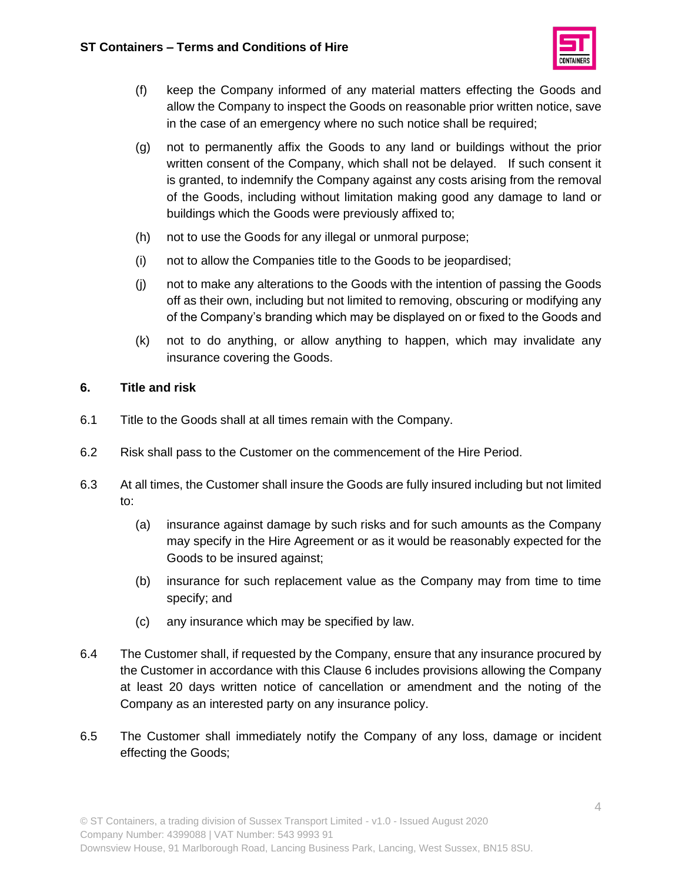(f) keep the Company informed of any material matters effecting the Goods and allow the Company to inspect the Goods on reasonable prior written notice, save in the case of an emergency where no such notice shall be required;

(g) not to permanently affix the Goods to any land or buildings without the prior written consent of the Company, which shall not be delayed. If such consent it is granted, to indemnify the Company against any costs arising from the removal of the Goods, including without limitation making good any damage to land or buildings which the Goods were previously affixed to;

(h) not to use the Goods for any illegal or unmoral purpose;

(i) not to allow the Companies title to the Goods to be jeopardised;

(j) not to make any alterations to the Goods with the intention of passing the Goods off as their own, including but not limited to removing, obscuring or modifying any of the Company's branding which may be displayed on or fixed to the Goods and

(k) not to do anything, or allow anything to happen, which may invalidate any insurance covering the Goods.

## 6. Title and risk

6.1 Title to the Goods shall at all times remain with the Company.

6.2 Risk shall pass to the Customer on the commencement of the Hire Period.

6.3 At all times, the Customer shall insure the Goods are fully insured including but not limited to:

(a) insurance against damage by such risks and for such amounts as the Company may specify in the Hire Agreement or as it would be reasonably expected for the Goods to be insured against;

(b) insurance for such replacement value as the Company may from time to time specify; and

(c) any insurance which may be specified by law.

6.4 The Customer shall, if requested by the Company, ensure that any insurance procured by the Customer in accordance with this Clause 6 includes provisions allowing the Company at least 20 days written notice of cancellation or amendment and the noting of the Company as an interested party on any insurance policy.

6.5 The Customer shall immediately notify the Company of any loss, damage or incident effecting the Goods;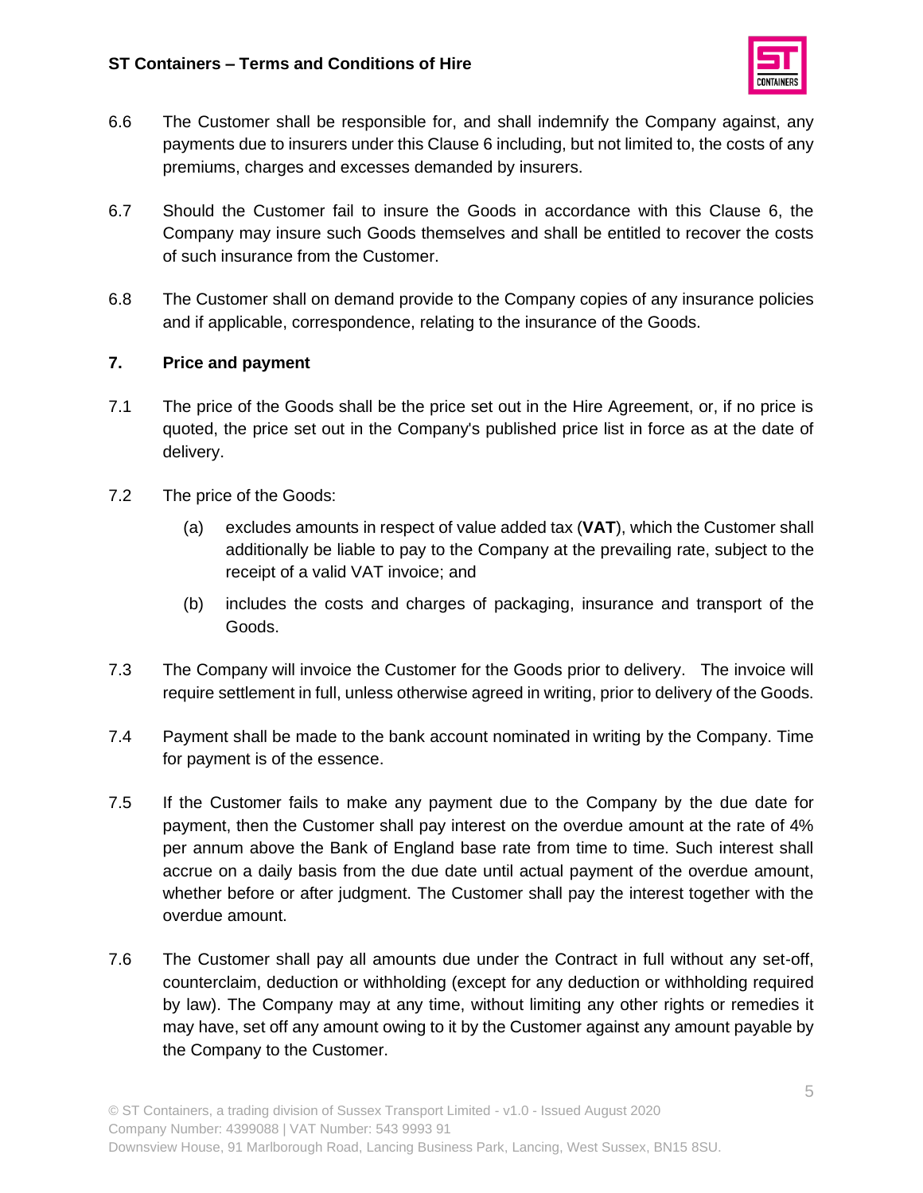6.6 The Customer shall be responsible for, and shall indemnify the Company against, any payments due to insurers under this Clause 6 including, but not limited to, the costs of any premiums, charges and excesses demanded by insurers.

6.7 Should the Customer fail to insure the Goods in accordance with this Clause 6, the Company may insure such Goods themselves and shall be entitled to recover the costs of such insurance from the Customer.

6.8 The Customer shall on demand provide to the Company copies of any insurance policies and if applicable, correspondence, relating to the insurance of the Goods.

## 7. Price and payment

7.1 The price of the Goods shall be the price set out in the Hire Agreement, or, if no price is quoted, the price set out in the Company's published price list in force as at the date of delivery.

7.2 The price of the Goods:

(a) excludes amounts in respect of value added tax (**VAT**), which the Customer shall additionally be liable to pay to the Company at the prevailing rate, subject to the receipt of a valid VAT invoice; and

(b) includes the costs and charges of packaging, insurance and transport of the Goods.

7.3 The Company will invoice the Customer for the Goods prior to delivery. The invoice will require settlement in full, unless otherwise agreed in writing, prior to delivery of the Goods.

7.4 Payment shall be made to the bank account nominated in writing by the Company. Time for payment is of the essence.

7.5 If the Customer fails to make any payment due to the Company by the due date for payment, then the Customer shall pay interest on the overdue amount at the rate of 4% per annum above the Bank of England base rate from time to time. Such interest shall accrue on a daily basis from the due date until actual payment of the overdue amount, whether before or after judgment. The Customer shall pay the interest together with the overdue amount.

7.6 The Customer shall pay all amounts due under the Contract in full without any set-off, counterclaim, deduction or withholding (except for any deduction or withholding required by law). The Company may at any time, without limiting any other rights or remedies it may have, set off any amount owing to it by the Customer against any amount payable by the Company to the Customer.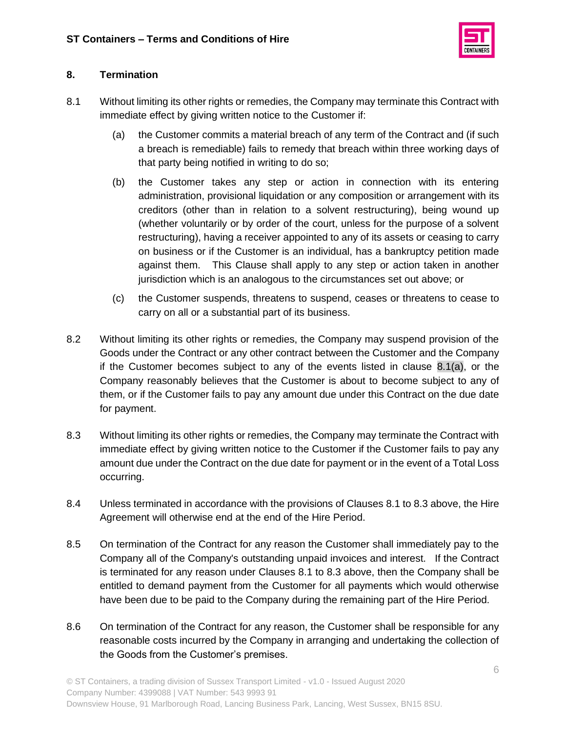## 8. Termination

8.1 Without limiting its other rights or remedies, the Company may terminate this Contract with immediate effect by giving written notice to the Customer if:

(a) the Customer commits a material breach of any term of the Contract and (if such a breach is remediable) fails to remedy that breach within three working days of that party being notified in writing to do so;

(b) the Customer takes any step or action in connection with its entering administration, provisional liquidation or any composition or arrangement with its creditors (other than in relation to a solvent restructuring), being wound up (whether voluntarily or by order of the court, unless for the purpose of a solvent restructuring), having a receiver appointed to any of its assets or ceasing to carry on business or if the Customer is an individual, has a bankruptcy petition made against them. This Clause shall apply to any step or action taken in another jurisdiction which is an analogous to the circumstances set out above; or

(c) the Customer suspends, threatens to suspend, ceases or threatens to cease to carry on all or a substantial part of its business.

8.2 Without limiting its other rights or remedies, the Company may suspend provision of the Goods under the Contract or any other contract between the Customer and the Company if the Customer becomes subject to any of the events listed in clause 8.1(a), or the Company reasonably believes that the Customer is about to become subject to any of them, or if the Customer fails to pay any amount due under this Contract on the due date for payment.

8.3 Without limiting its other rights or remedies, the Company may terminate the Contract with immediate effect by giving written notice to the Customer if the Customer fails to pay any amount due under the Contract on the due date for payment or in the event of a Total Loss occurring.

8.4 Unless terminated in accordance with the provisions of Clauses 8.1 to 8.3 above, the Hire Agreement will otherwise end at the end of the Hire Period.

8.5 On termination of the Contract for any reason the Customer shall immediately pay to the Company all of the Company's outstanding unpaid invoices and interest. If the Contract is terminated for any reason under Clauses 8.1 to 8.3 above, then the Company shall be entitled to demand payment from the Customer for all payments which would otherwise have been due to be paid to the Company during the remaining part of the Hire Period.

8.6 On termination of the Contract for any reason, the Customer shall be responsible for any reasonable costs incurred by the Company in arranging and undertaking the collection of the Goods from the Customer's premises.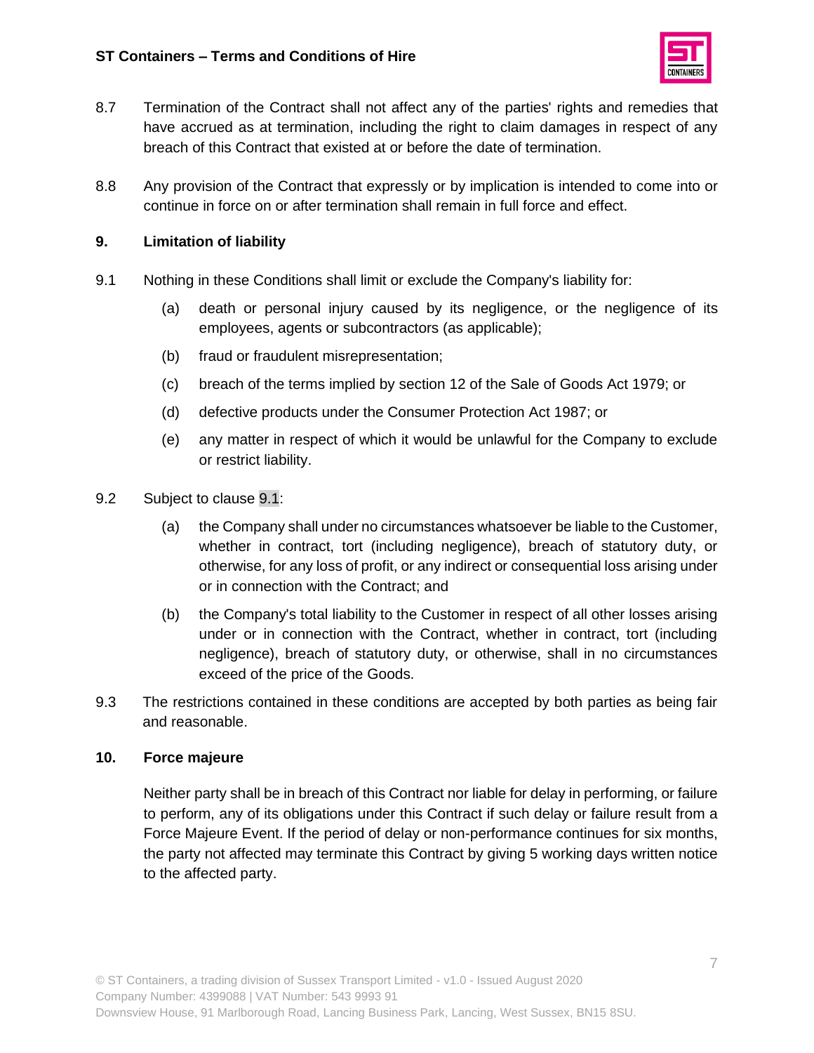8.7 Termination of the Contract shall not affect any of the parties' rights and remedies that have accrued as at termination, including the right to claim damages in respect of any breach of this Contract that existed at or before the date of termination.

8.8 Any provision of the Contract that expressly or by implication is intended to come into or continue in force on or after termination shall remain in full force and effect.

## 9. Limitation of liability

9.1 Nothing in these Conditions shall limit or exclude the Company's liability for:

(a) death or personal injury caused by its negligence, or the negligence of its employees, agents or subcontractors (as applicable);

(b) fraud or fraudulent misrepresentation;

(c) breach of the terms implied by section 12 of the Sale of Goods Act 1979; or

(d) defective products under the Consumer Protection Act 1987; or

(e) any matter in respect of which it would be unlawful for the Company to exclude or restrict liability.

9.2 Subject to clause 9.1:

(a) the Company shall under no circumstances whatsoever be liable to the Customer, whether in contract, tort (including negligence), breach of statutory duty, or otherwise, for any loss of profit, or any indirect or consequential loss arising under or in connection with the Contract; and

(b) the Company's total liability to the Customer in respect of all other losses arising under or in connection with the Contract, whether in contract, tort (including negligence), breach of statutory duty, or otherwise, shall in no circumstances exceed of the price of the Goods.

9.3 The restrictions contained in these conditions are accepted by both parties as being fair and reasonable.

## 10. Force majeure

Neither party shall be in breach of this Contract nor liable for delay in performing, or failure to perform, any of its obligations under this Contract if such delay or failure result from a Force Majeure Event. If the period of delay or non-performance continues for six months, the party not affected may terminate this Contract by giving 5 working days written notice to the affected party.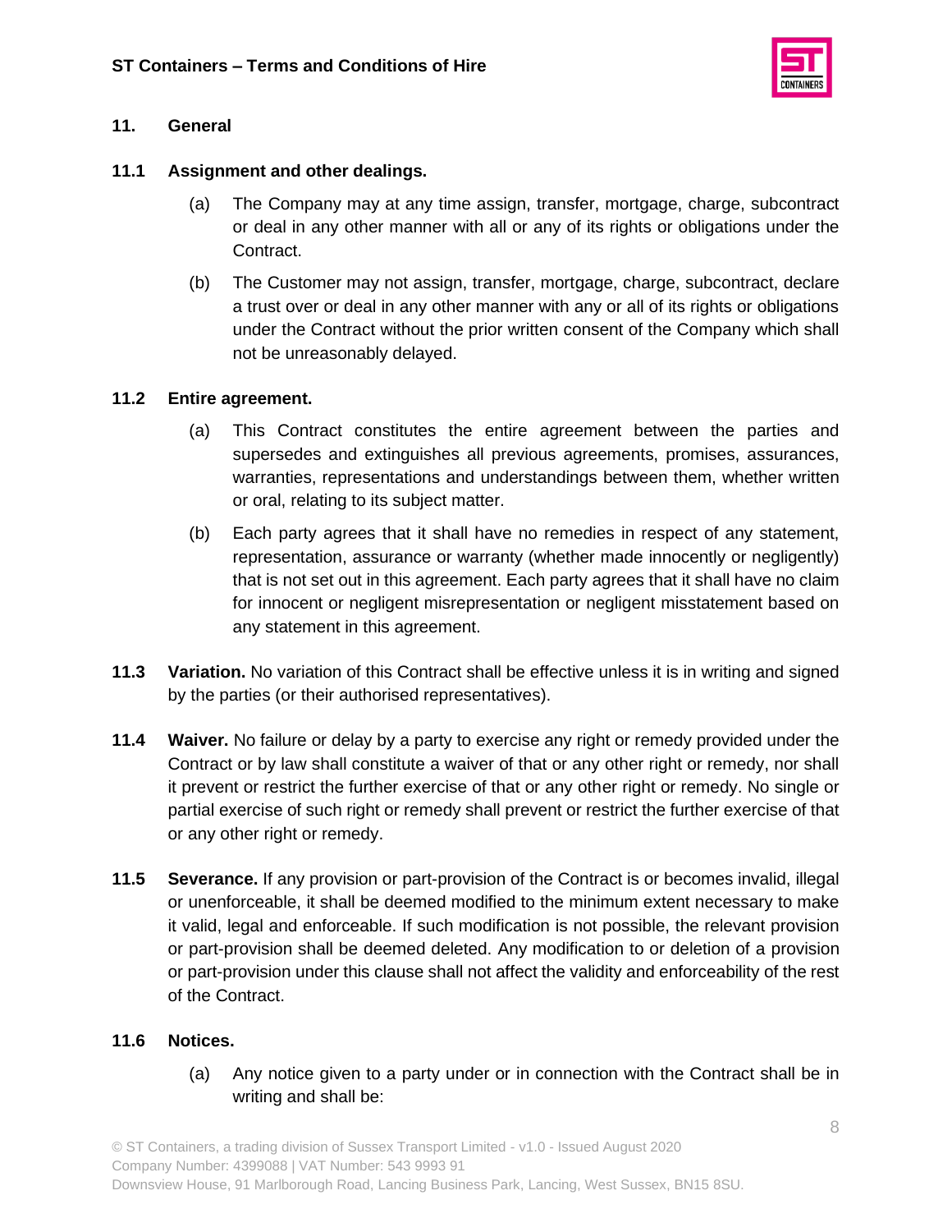## 11. General

### 11.1 Assignment and other dealings.

(a) The Company may at any time assign, transfer, mortgage, charge, subcontract or deal in any other manner with all or any of its rights or obligations under the Contract.

(b) The Customer may not assign, transfer, mortgage, charge, subcontract, declare a trust over or deal in any other manner with any or all of its rights or obligations under the Contract without the prior written consent of the Company which shall not be unreasonably delayed.

### 11.2 Entire agreement.

(a) This Contract constitutes the entire agreement between the parties and supersedes and extinguishes all previous agreements, promises, assurances, warranties, representations and understandings between them, whether written or oral, relating to its subject matter.

(b) Each party agrees that it shall have no remedies in respect of any statement, representation, assurance or warranty (whether made innocently or negligently) that is not set out in this agreement. Each party agrees that it shall have no claim for innocent or negligent misrepresentation or negligent misstatement based on any statement in this agreement.

**11.3 Variation.** No variation of this Contract shall be effective unless it is in writing and signed by the parties (or their authorised representatives).

**11.4 Waiver.** No failure or delay by a party to exercise any right or remedy provided under the Contract or by law shall constitute a waiver of that or any other right or remedy, nor shall it prevent or restrict the further exercise of that or any other right or remedy. No single or partial exercise of such right or remedy shall prevent or restrict the further exercise of that or any other right or remedy.

**11.5 Severance.** If any provision or part-provision of the Contract is or becomes invalid, illegal or unenforceable, it shall be deemed modified to the minimum extent necessary to make it valid, legal and enforceable. If such modification is not possible, the relevant provision or part-provision shall be deemed deleted. Any modification to or deletion of a provision or part-provision under this clause shall not affect the validity and enforceability of the rest of the Contract.

### 11.6 Notices.

(a) Any notice given to a party under or in connection with the Contract shall be in writing and shall be: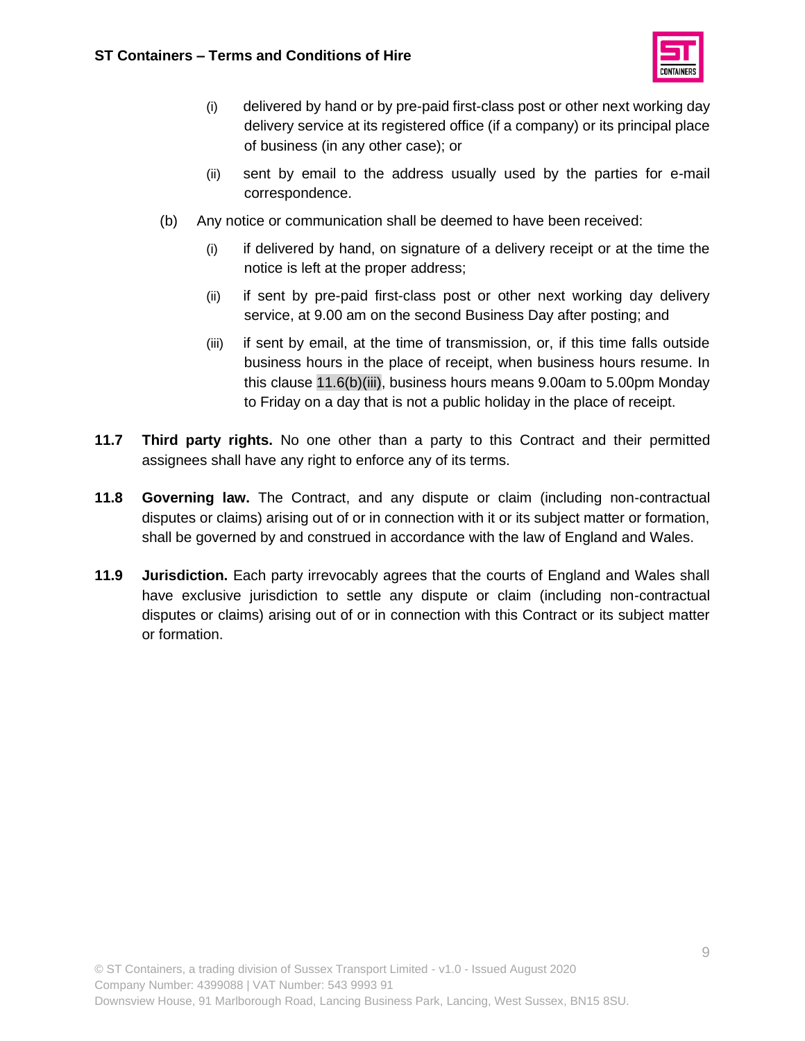(i) delivered by hand or by pre-paid first-class post or other next working day delivery service at its registered office (if a company) or its principal place of business (in any other case); or

(ii) sent by email to the address usually used by the parties for e-mail correspondence.

(b) Any notice or communication shall be deemed to have been received:

(i) if delivered by hand, on signature of a delivery receipt or at the time the notice is left at the proper address;

(ii) if sent by pre-paid first-class post or other next working day delivery service, at 9.00 am on the second Business Day after posting; and

(iii) if sent by email, at the time of transmission, or, if this time falls outside business hours in the place of receipt, when business hours resume. In this clause 11.6(b)(iii), business hours means 9.00am to 5.00pm Monday to Friday on a day that is not a public holiday in the place of receipt.

**11.7 Third party rights.** No one other than a party to this Contract and their permitted assignees shall have any right to enforce any of its terms.

**11.8 Governing law.** The Contract, and any dispute or claim (including non-contractual disputes or claims) arising out of or in connection with it or its subject matter or formation, shall be governed by and construed in accordance with the law of England and Wales.

**11.9 Jurisdiction.** Each party irrevocably agrees that the courts of England and Wales shall have exclusive jurisdiction to settle any dispute or claim (including non-contractual disputes or claims) arising out of or in connection with this Contract or its subject matter or formation.